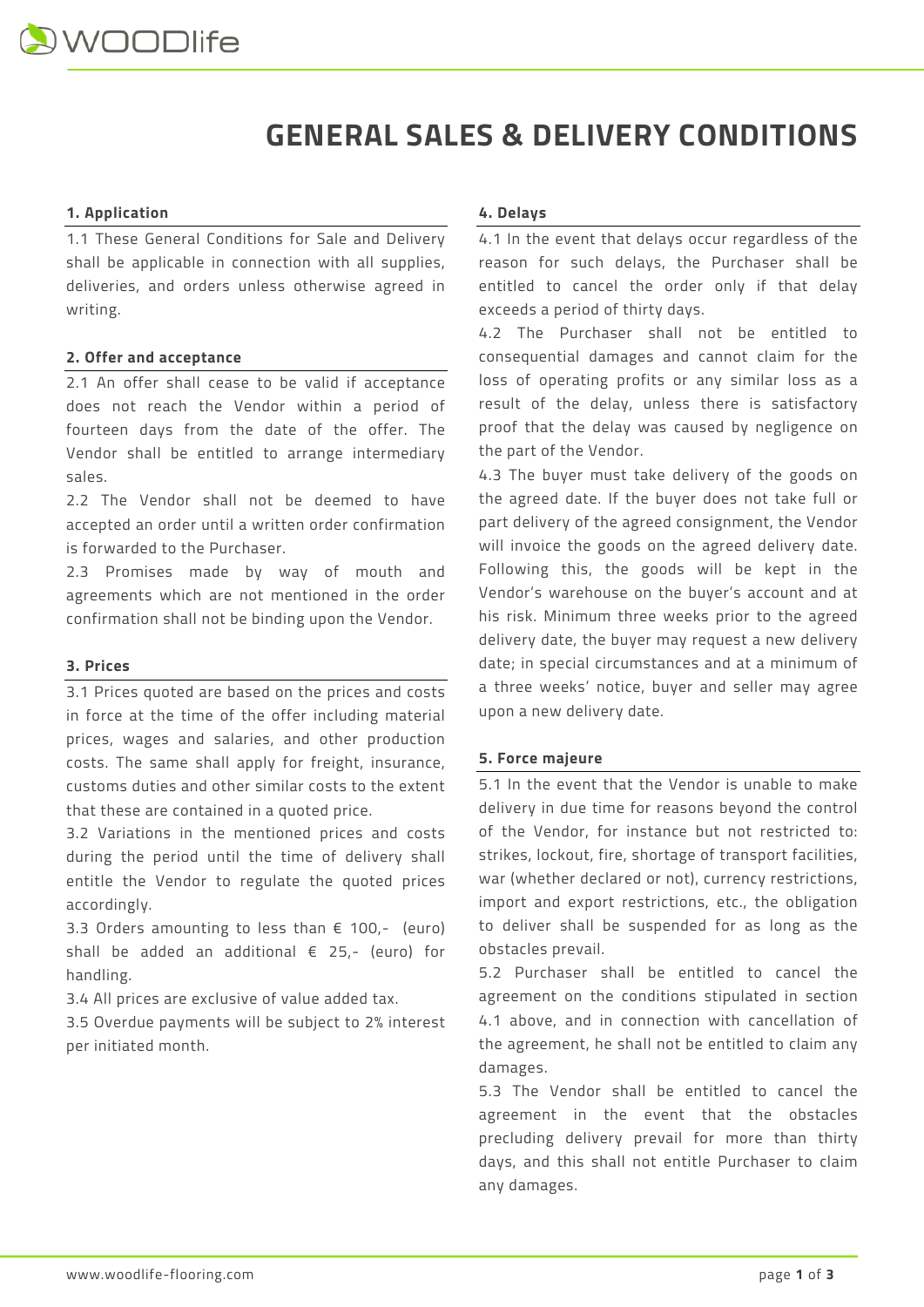# GENERAL SALES & DELIVERY CONDITIONS

### 1. Application

1.1 These General Conditions for Sale and Delivery shall be applicable in connection with all supplies, deliveries, and orders unless otherwise agreed in writing.

### 2. Offer and acceptance

2.1 An offer shall cease to be valid if acceptance does not reach the Vendor within a period of fourteen days from the date of the offer. The Vendor shall be entitled to arrange intermediary sales.

2.2 The Vendor shall not be deemed to have accepted an order until a written order confirmation is forwarded to the Purchaser.

2.3 Promises made by way of mouth and agreements which are not mentioned in the order confirmation shall not be binding upon the Vendor.

### 3. Prices

3.1 Prices quoted are based on the prices and costs in force at the time of the offer including material prices, wages and salaries, and other production costs. The same shall apply for freight, insurance, customs duties and other similar costs to the extent that these are contained in a quoted price.

3.2 Variations in the mentioned prices and costs during the period until the time of delivery shall entitle the Vendor to regulate the quoted prices accordingly.

3.3 Orders amounting to less than € 100,- (euro) shall be added an additional € 25,- (euro) for handling.

3.4 All prices are exclusive of value added tax.

3.5 Overdue payments will be subject to 2% interest per initiated month.

### 4. Delays

4.1 In the event that delays occur regardless of the reason for such delays, the Purchaser shall be entitled to cancel the order only if that delay exceeds a period of thirty days.

4.2 The Purchaser shall not be entitled to consequential damages and cannot claim for the loss of operating profits or any similar loss as a result of the delay, unless there is satisfactory proof that the delay was caused by negligence on the part of the Vendor.

4.3 The buyer must take delivery of the goods on the agreed date. If the buyer does not take full or part delivery of the agreed consignment, the Vendor will invoice the goods on the agreed delivery date. Following this, the goods will be kept in the Vendor's warehouse on the buyer's account and at his risk. Minimum three weeks prior to the agreed delivery date, the buyer may request a new delivery date; in special circumstances and at a minimum of a three weeks' notice, buyer and seller may agree upon a new delivery date.

### 5. Force majeure

5.1 In the event that the Vendor is unable to make delivery in due time for reasons beyond the control of the Vendor, for instance but not restricted to: strikes, lockout, fire, shortage of transport facilities, war (whether declared or not), currency restrictions, import and export restrictions, etc., the obligation to deliver shall be suspended for as long as the obstacles prevail.

5.2 Purchaser shall be entitled to cancel the agreement on the conditions stipulated in section 4.1 above, and in connection with cancellation of the agreement, he shall not be entitled to claim any damages.

5.3 The Vendor shall be entitled to cancel the agreement in the event that the obstacles precluding delivery prevail for more than thirty days, and this shall not entitle Purchaser to claim any damages.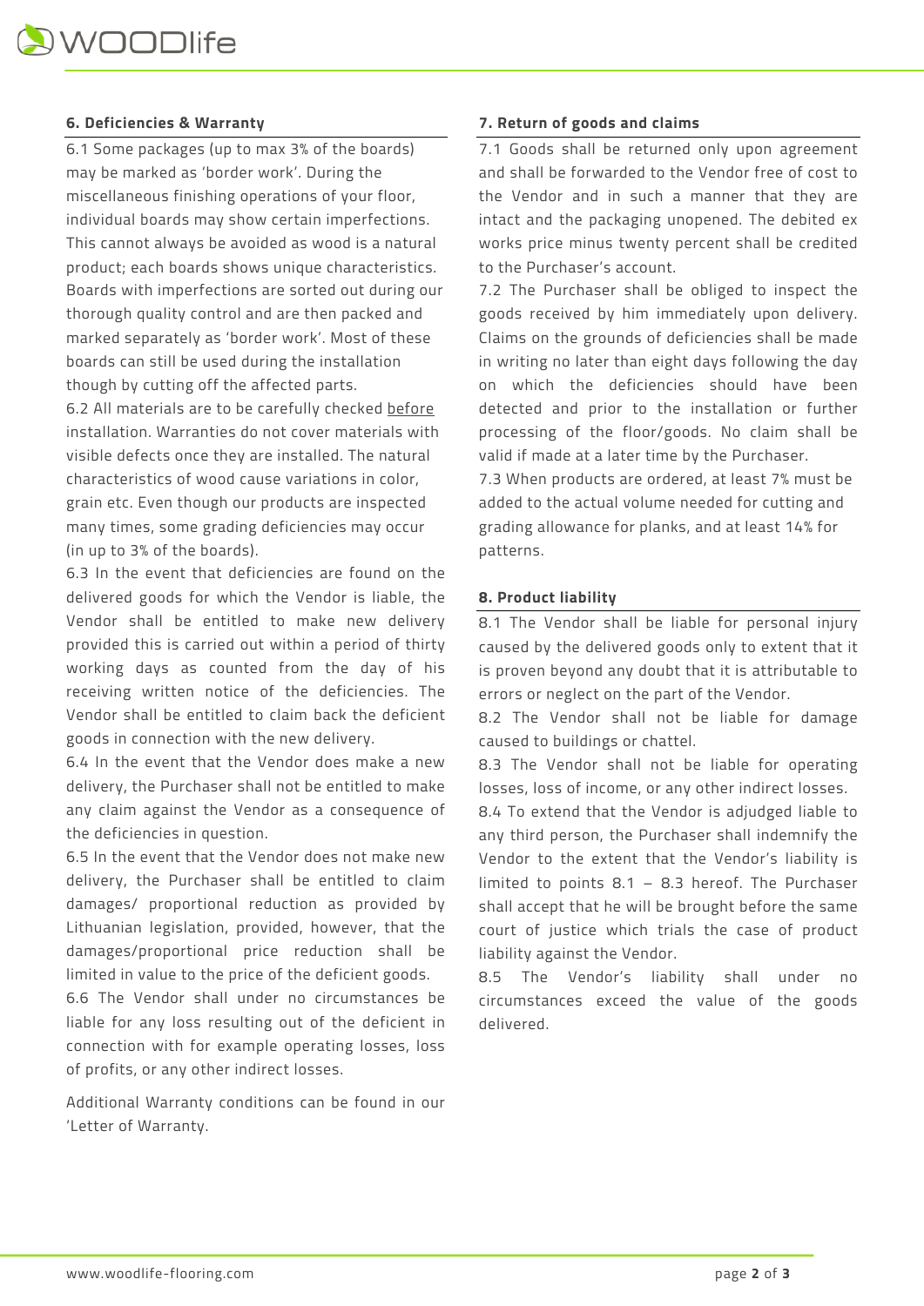### 6. Deficiencies & Warranty

6.1 Some packages (up to max 3% of the boards) may be marked as 'border work'. During the miscellaneous finishing operations of your floor, individual boards may show certain imperfections. This cannot always be avoided as wood is a natural product; each boards shows unique characteristics. Boards with imperfections are sorted out during our thorough quality control and are then packed and marked separately as 'border work'. Most of these boards can still be used during the installation though by cutting off the affected parts.

6.2 All materials are to be carefully checked before installation. Warranties do not cover materials with visible defects once they are installed. The natural characteristics of wood cause variations in color, grain etc. Even though our products are inspected many times, some grading deficiencies may occur (in up to 3% of the boards).

6.3 In the event that deficiencies are found on the delivered goods for which the Vendor is liable, the Vendor shall be entitled to make new delivery provided this is carried out within a period of thirty working days as counted from the day of his receiving written notice of the deficiencies. The Vendor shall be entitled to claim back the deficient goods in connection with the new delivery.

6.4 In the event that the Vendor does make a new delivery, the Purchaser shall not be entitled to make any claim against the Vendor as a consequence of the deficiencies in question.

6.5 In the event that the Vendor does not make new delivery, the Purchaser shall be entitled to claim damages/ proportional reduction as provided by Lithuanian legislation, provided, however, that the damages/proportional price reduction shall be limited in value to the price of the deficient goods.

6.6 The Vendor shall under no circumstances be liable for any loss resulting out of the deficient in connection with for example operating losses, loss of profits, or any other indirect losses.

Additional Warranty conditions can be found in our 'Letter of Warranty.

### 7. Return of goods and claims

7.1 Goods shall be returned only upon agreement and shall be forwarded to the Vendor free of cost to the Vendor and in such a manner that they are intact and the packaging unopened. The debited ex works price minus twenty percent shall be credited to the Purchaser's account.

7.2 The Purchaser shall be obliged to inspect the goods received by him immediately upon delivery. Claims on the grounds of deficiencies shall be made in writing no later than eight days following the day on which the deficiencies should have been detected and prior to the installation or further processing of the floor/goods. No claim shall be valid if made at a later time by the Purchaser.

7.3 When products are ordered, at least 7% must be added to the actual volume needed for cutting and grading allowance for planks, and at least 14% for patterns.

### 8. Product liability

8.1 The Vendor shall be liable for personal injury caused by the delivered goods only to extent that it is proven beyond any doubt that it is attributable to errors or neglect on the part of the Vendor.

8.2 The Vendor shall not be liable for damage caused to buildings or chattel.

8.3 The Vendor shall not be liable for operating losses, loss of income, or any other indirect losses.

8.4 To extend that the Vendor is adjudged liable to any third person, the Purchaser shall indemnify the Vendor to the extent that the Vendor's liability is limited to points 8.1 – 8.3 hereof. The Purchaser shall accept that he will be brought before the same court of justice which trials the case of product liability against the Vendor.

8.5 The Vendor's liability shall under no circumstances exceed the value of the goods delivered.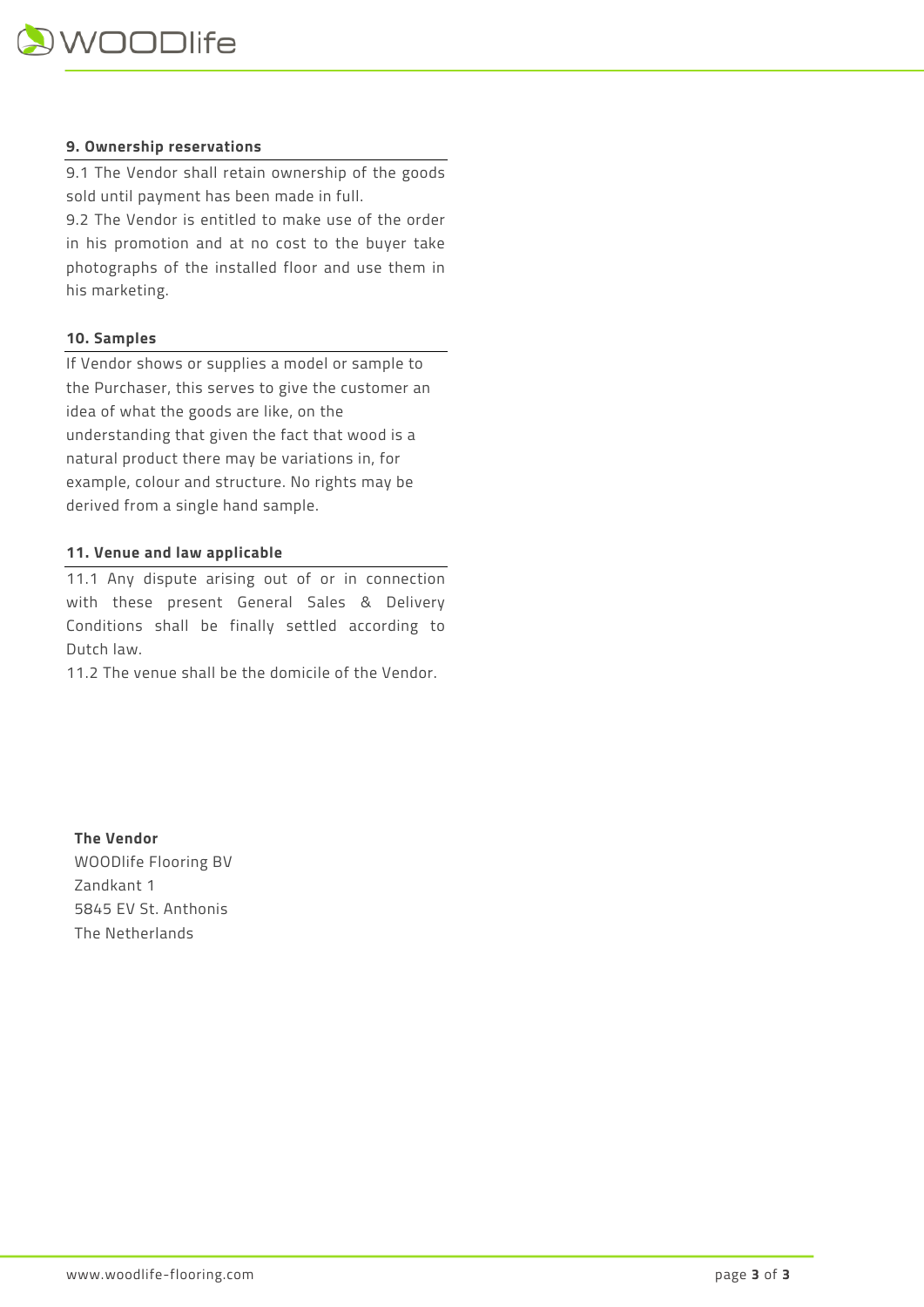### 9. Ownership reservations

9.1 The Vendor shall retain ownership of the goods sold until payment has been made in full.

9.2 The Vendor is entitled to make use of the order in his promotion and at no cost to the buyer take photographs of the installed floor and use them in his marketing.

### 10. Samples

If Vendor shows or supplies a model or sample to the Purchaser, this serves to give the customer an idea of what the goods are like, on the understanding that given the fact that wood is a natural product there may be variations in, for example, colour and structure. No rights may be derived from a single hand sample.

### 11. Venue and law applicable

11.1 Any dispute arising out of or in connection with these present General Sales & Delivery Conditions shall be finally settled according to Dutch law.

11.2 The venue shall be the domicile of the Vendor.

**The Vendor**
WOODlife Flooring BV
Zandkant 1
5845 EV St. Anthonis
The Netherlands